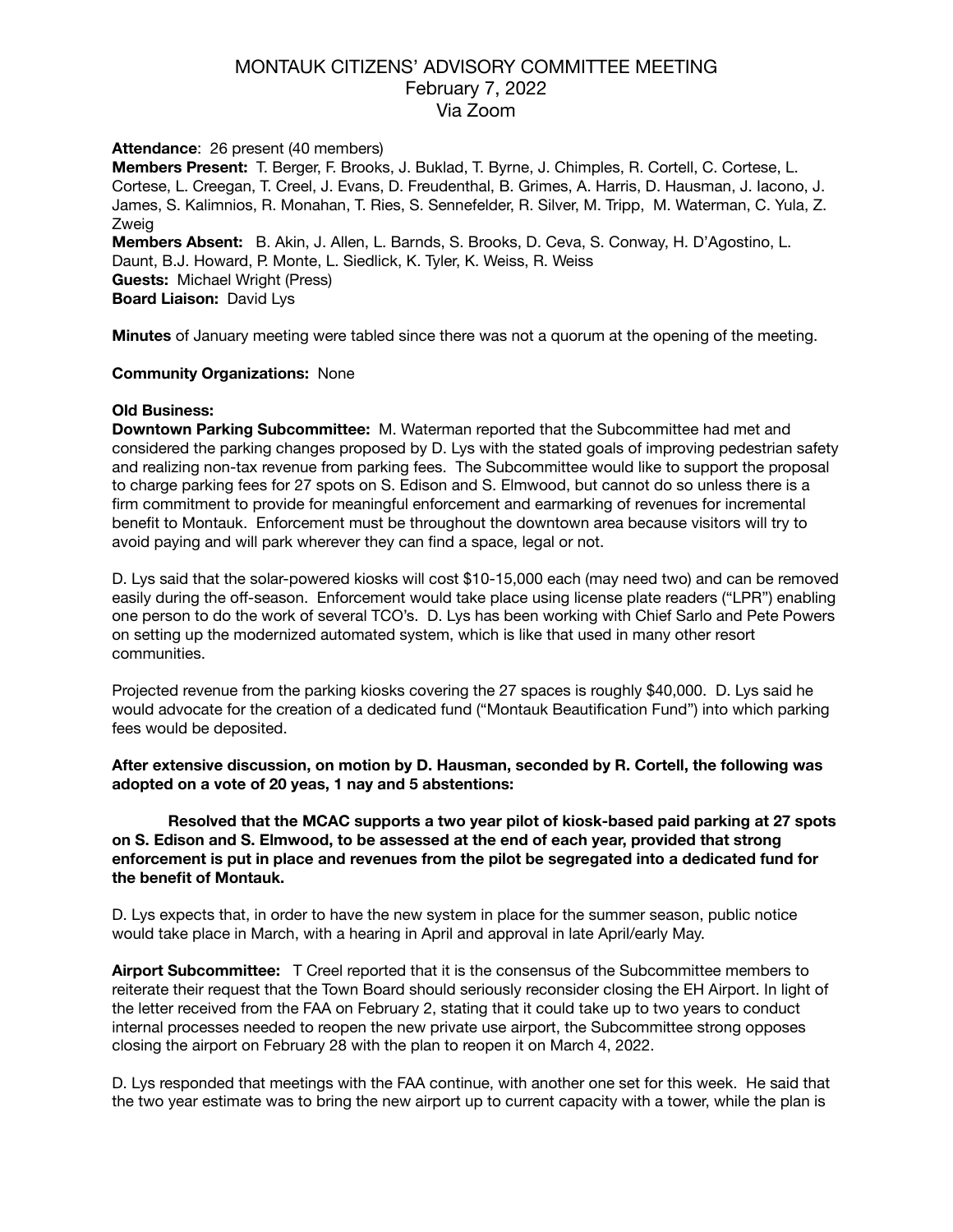# MONTAUK CITIZENS' ADVISORY COMMITTEE MEETING
## February 7, 2022
## Via Zoom

**Attendance**: 26 present (40 members)

**Members Present:** T. Berger, F. Brooks, J. Buklad, T. Byrne, J. Chimples, R. Cortell, C. Cortese, L. Cortese, L. Creegan, T. Creel, J. Evans, D. Freudenthal, B. Grimes, A. Harris, D. Hausman, J. Iacono, J. James, S. Kalimnios, R. Monahan, T. Ries, S. Sennefelder, R. Silver, M. Tripp, M. Waterman, C. Yula, Z. Zweig

**Members Absent:** B. Akin, J. Allen, L. Barnds, S. Brooks, D. Ceva, S. Conway, H. D'Agostino, L. Daunt, B.J. Howard, P. Monte, L. Siedlick, K. Tyler, K. Weiss, R. Weiss

**Guests:** Michael Wright (Press)

**Board Liaison:** David Lys

**Minutes** of January meeting were tabled since there was not a quorum at the opening of the meeting.

**Community Organizations:** None

**Old Business:**

**Downtown Parking Subcommittee:** M. Waterman reported that the Subcommittee had met and considered the parking changes proposed by D. Lys with the stated goals of improving pedestrian safety and realizing non-tax revenue from parking fees. The Subcommittee would like to support the proposal to charge parking fees for 27 spots on S. Edison and S. Elmwood, but cannot do so unless there is a firm commitment to provide for meaningful enforcement and earmarking of revenues for incremental benefit to Montauk. Enforcement must be throughout the downtown area because visitors will try to avoid paying and will park wherever they can find a space, legal or not.

D. Lys said that the solar-powered kiosks will cost $10-15,000 each (may need two) and can be removed easily during the off-season. Enforcement would take place using license plate readers ("LPR") enabling one person to do the work of several TCO's. D. Lys has been working with Chief Sarlo and Pete Powers on setting up the modernized automated system, which is like that used in many other resort communities.

Projected revenue from the parking kiosks covering the 27 spaces is roughly $40,000. D. Lys said he would advocate for the creation of a dedicated fund ("Montauk Beautification Fund") into which parking fees would be deposited.

**After extensive discussion, on motion by D. Hausman, seconded by R. Cortell, the following was adopted on a vote of 20 yeas, 1 nay and 5 abstentions:**

**Resolved that the MCAC supports a two year pilot of kiosk-based paid parking at 27 spots on S. Edison and S. Elmwood, to be assessed at the end of each year, provided that strong enforcement is put in place and revenues from the pilot be segregated into a dedicated fund for the benefit of Montauk.**

D. Lys expects that, in order to have the new system in place for the summer season, public notice would take place in March, with a hearing in April and approval in late April/early May.

**Airport Subcommittee:** T Creel reported that it is the consensus of the Subcommittee members to reiterate their request that the Town Board should seriously reconsider closing the EH Airport. In light of the letter received from the FAA on February 2, stating that it could take up to two years to conduct internal processes needed to reopen the new private use airport, the Subcommittee strong opposes closing the airport on February 28 with the plan to reopen it on March 4, 2022.

D. Lys responded that meetings with the FAA continue, with another one set for this week. He said that the two year estimate was to bring the new airport up to current capacity with a tower, while the plan is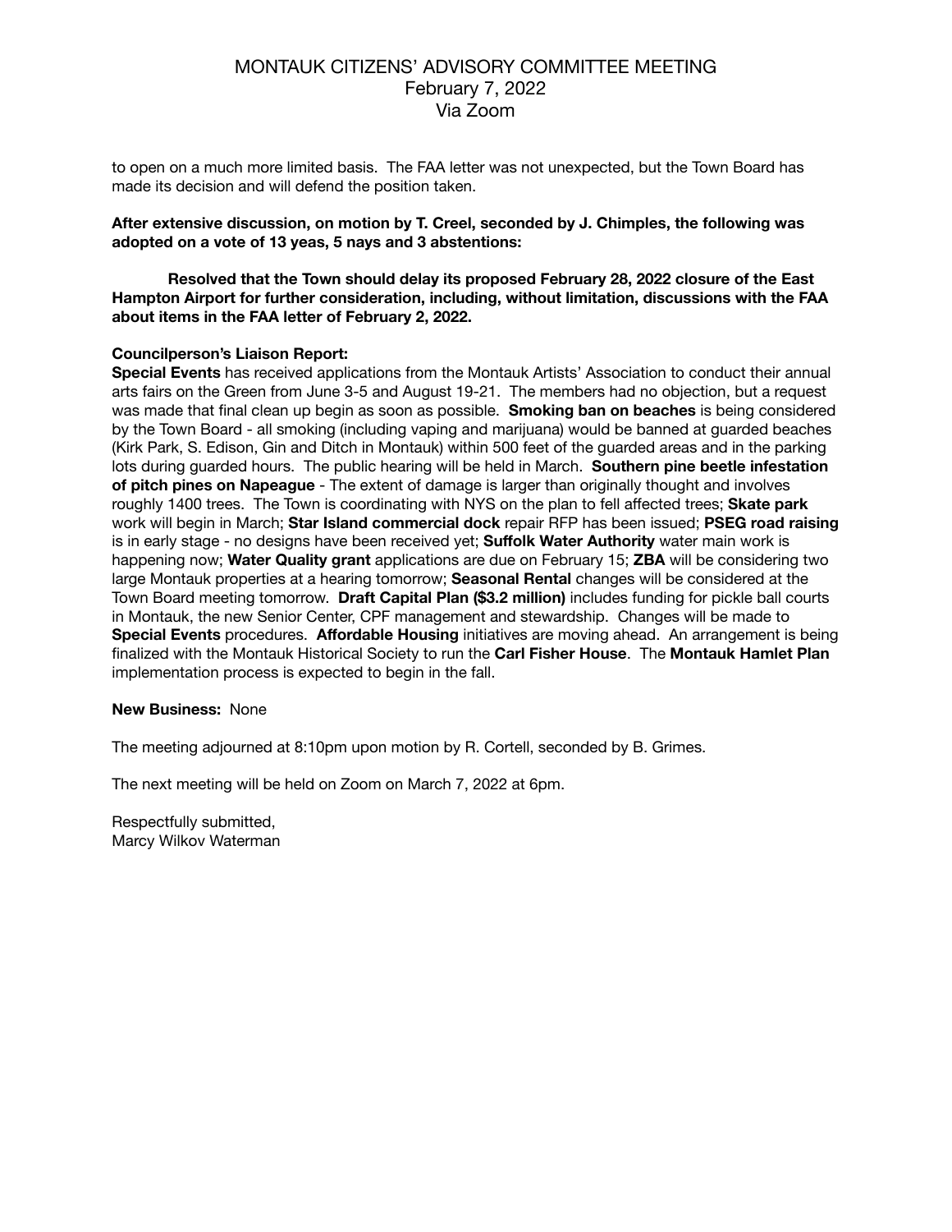to open on a much more limited basis. The FAA letter was not unexpected, but the Town Board has made its decision and will defend the position taken.

**After extensive discussion, on motion by T. Creel, seconded by J. Chimples, the following was adopted on a vote of 13 yeas, 5 nays and 3 abstentions:**

**Resolved that the Town should delay its proposed February 28, 2022 closure of the East Hampton Airport for further consideration, including, without limitation, discussions with the FAA about items in the FAA letter of February 2, 2022.**

**Councilperson's Liaison Report:**

**Special Events** has received applications from the Montauk Artists' Association to conduct their annual arts fairs on the Green from June 3-5 and August 19-21. The members had no objection, but a request was made that final clean up begin as soon as possible. **Smoking ban on beaches** is being considered by the Town Board - all smoking (including vaping and marijuana) would be banned at guarded beaches (Kirk Park, S. Edison, Gin and Ditch in Montauk) within 500 feet of the guarded areas and in the parking lots during guarded hours. The public hearing will be held in March. **Southern pine beetle infestation of pitch pines on Napeague** - The extent of damage is larger than originally thought and involves roughly 1400 trees. The Town is coordinating with NYS on the plan to fell affected trees; **Skate park** work will begin in March; **Star Island commercial dock** repair RFP has been issued; **PSEG road raising** is in early stage - no designs have been received yet; **Suffolk Water Authority** water main work is happening now; **Water Quality grant** applications are due on February 15; **ZBA** will be considering two large Montauk properties at a hearing tomorrow; **Seasonal Rental** changes will be considered at the Town Board meeting tomorrow. **Draft Capital Plan ($3.2 million)** includes funding for pickle ball courts in Montauk, the new Senior Center, CPF management and stewardship. Changes will be made to **Special Events** procedures. **Affordable Housing** initiatives are moving ahead. An arrangement is being finalized with the Montauk Historical Society to run the **Carl Fisher House**. The **Montauk Hamlet Plan** implementation process is expected to begin in the fall.

**New Business:** None

The meeting adjourned at 8:10pm upon motion by R. Cortell, seconded by B. Grimes.

The next meeting will be held on Zoom on March 7, 2022 at 6pm.

Respectfully submitted,
Marcy Wilkov Waterman